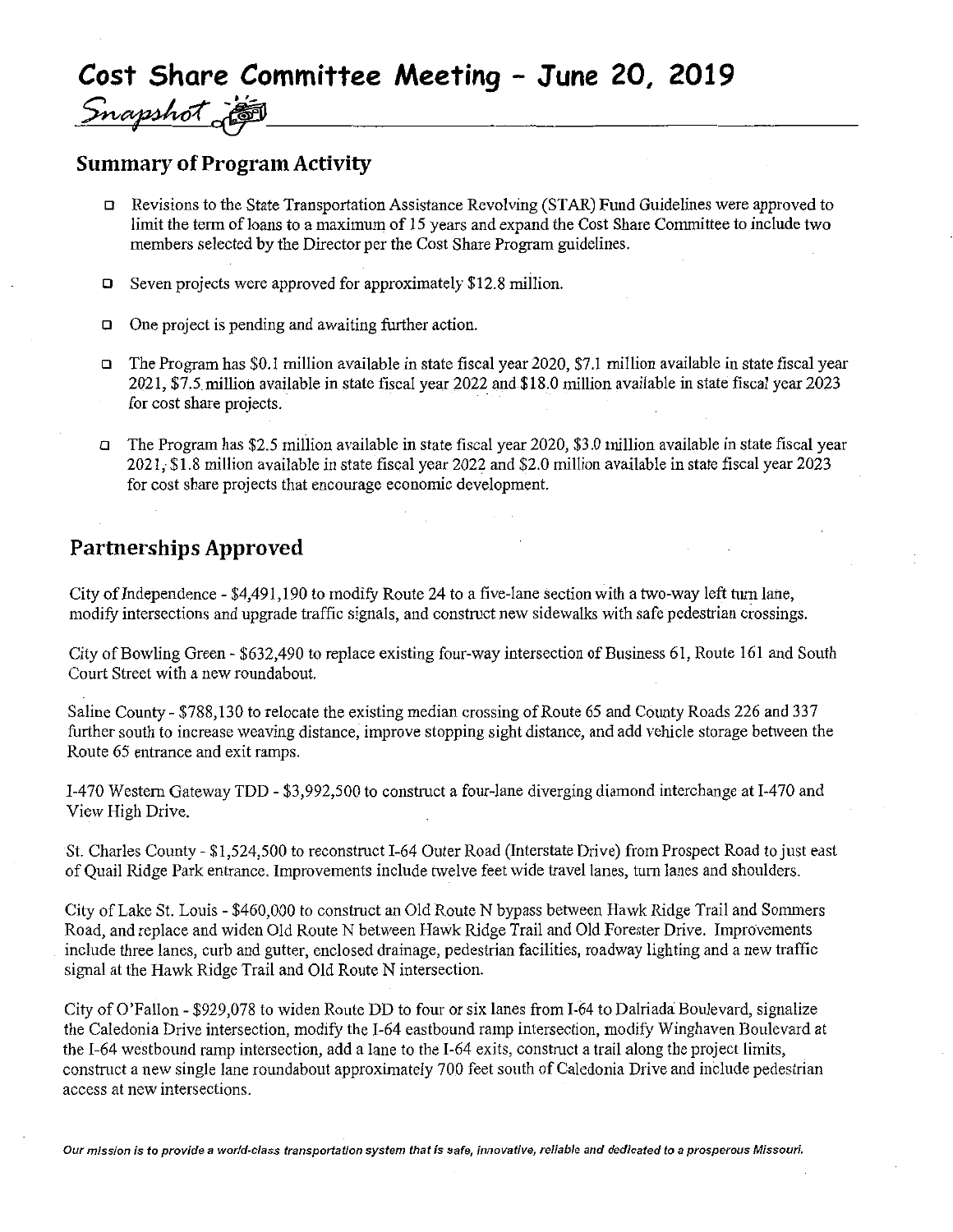# Cost Share Committee Meeting - June 20, 2019

*Snapshot*

## Summary of Program Activity

- Revisions to the State Transportation Assistance Revolving (STAR) Fund Guidelines were approved to limit the term of loans to a maximum of 15 years and expand the Cost Share Committee to include two members selected by the Director per the Cost Share Program guidelines.
- Seven projects were approved for approximately $12.8 million.
- One project is pending and awaiting further action.
- The Program has $0.1 million available in state fiscal year 2020, $7.1 million available in state fiscal year 2021, $7.5 million available in state fiscal year 2022 and $18.0 million available in state fiscal year 2023 for cost share projects.
- The Program has $2.5 million available in state fiscal year 2020, $3.0 million available in state fiscal year 2021, $1.8 million available in state fiscal year 2022 and $2.0 million available in state fiscal year 2023 for cost share projects that encourage economic development.

## Partnerships Approved

City of Independence - $4,491,190 to modify Route 24 to a five-lane section with a two-way left turn lane, modify intersections and upgrade traffic signals, and construct new sidewalks with safe pedestrian crossings.

City of Bowling Green - $632,490 to replace existing four-way intersection of Business 61, Route 161 and South Court Street with a new roundabout.

Saline County - $788,130 to relocate the existing median crossing of Route 65 and County Roads 226 and 337 further south to increase weaving distance, improve stopping sight distance, and add vehicle storage between the Route 65 entrance and exit ramps.

I-470 Western Gateway TDD - $3,992,500 to construct a four-lane diverging diamond interchange at I-470 and View High Drive.

St. Charles County - $1,524,500 to reconstruct I-64 Outer Road (Interstate Drive) from Prospect Road to just east of Quail Ridge Park entrance. Improvements include twelve feet wide travel lanes, turn lanes and shoulders.

City of Lake St. Louis - $460,000 to construct an Old Route N bypass between Hawk Ridge Trail and Sommers Road, and replace and widen Old Route N between Hawk Ridge Trail and Old Forester Drive. Improvements include three lanes, curb and gutter, enclosed drainage, pedestrian facilities, roadway lighting and a new traffic signal at the Hawk Ridge Trail and Old Route N intersection.

City of O'Fallon - $929,078 to widen Route DD to four or six lanes from I-64 to Dalriada Boulevard, signalize the Caledonia Drive intersection, modify the I-64 eastbound ramp intersection, modify Winghaven Boulevard at the I-64 westbound ramp intersection, add a lane to the I-64 exits, construct a trail along the project limits, construct a new single lane roundabout approximately 700 feet south of Caledonia Drive and include pedestrian access at new intersections.

*Our mission is to provide a world-class transportation system that is safe, innovative, reliable and dedicated to a prosperous Missouri.*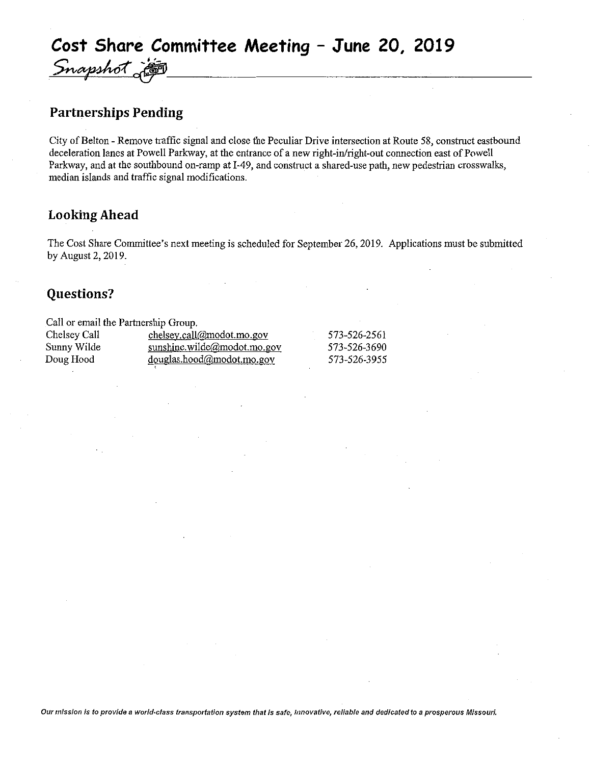# Cost Share Committee Meeting – June 20, 2019

*Snapshot*

## Partnerships Pending

City of Belton - Remove traffic signal and close the Peculiar Drive intersection at Route 58, construct eastbound deceleration lanes at Powell Parkway, at the entrance of a new right-in/right-out connection east of Powell Parkway, and at the southbound on-ramp at I-49, and construct a shared-use path, new pedestrian crosswalks, median islands and traffic signal modifications.

## Looking Ahead

The Cost Share Committee's next meeting is scheduled for September 26, 2019. Applications must be submitted by August 2, 2019.

## Questions?

Call or email the Partnership Group.

| | | |
|---|---|---|
| Chelsey Call | chelsey.call@modot.mo.gov | 573-526-2561 |
| Sunny Wilde | sunshine.wilde@modot.mo.gov | 573-526-3690 |
| Doug Hood | douglas.hood@modot.mo.gov | 573-526-3955 |

*Our mission is to provide a world-class transportation system that is safe, innovative, reliable and dedicated to a prosperous Missouri.*